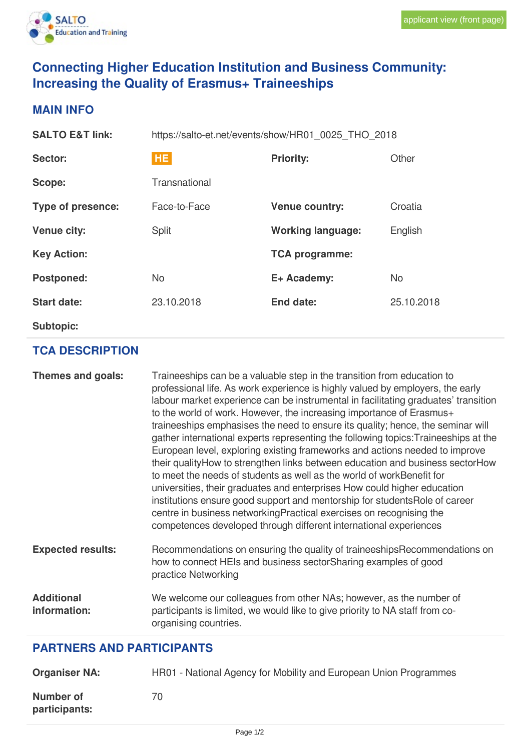applicant view (front page)

# Connecting Higher Education Institution and Business Community: Increasing the Quality of Erasmus+ Traineeships

## MAIN INFO

| | | | |
|---|---|---|---|
| **SALTO E&T link:** | https://salto-et.net/events/show/HR01_0025_THO_2018 | | |
| **Sector:** | HE | **Priority:** | Other |
| **Scope:** | Transnational | | |
| **Type of presence:** | Face-to-Face | **Venue country:** | Croatia |
| **Venue city:** | Split | **Working language:** | English |
| **Key Action:** | | **TCA programme:** | |
| **Postponed:** | No | **E+ Academy:** | No |
| **Start date:** | 23.10.2018 | **End date:** | 25.10.2018 |
| **Subtopic:** | | | |

## TCA DESCRIPTION

**Themes and goals:**

Traineeships can be a valuable step in the transition from education to professional life. As work experience is highly valued by employers, the early labour market experience can be instrumental in facilitating graduates' transition to the world of work. However, the increasing importance of Erasmus+ traineeships emphasises the need to ensure its quality; hence, the seminar will gather international experts representing the following topics:Traineeships at the European level, exploring existing frameworks and actions needed to improve their qualityHow to strengthen links between education and business sectorHow to meet the needs of students as well as the world of workBenefit for universities, their graduates and enterprises How could higher education institutions ensure good support and mentorship for studentsRole of career centre in business networkingPractical exercises on recognising the competences developed through different international experiences

**Expected results:**

Recommendations on ensuring the quality of traineeshipsRecommendations on how to connect HEIs and business sectorSharing examples of good practice Networking

**Additional information:**

We welcome our colleagues from other NAs; however, as the number of participants is limited, we would like to give priority to NA staff from co-organising countries.

## PARTNERS AND PARTICIPANTS

**Organiser NA:** HR01 - National Agency for Mobility and European Union Programmes

**Number of participants:** 70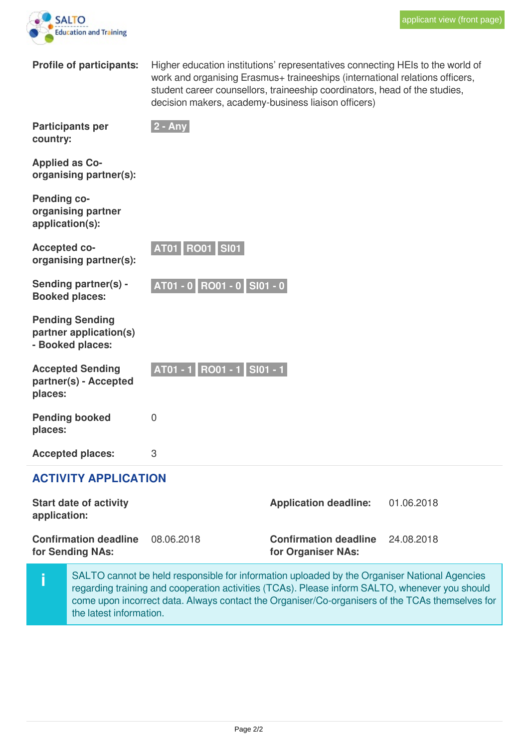applicant view (front page)

**Profile of participants:** Higher education institutions' representatives connecting HEIs to the world of work and organising Erasmus+ traineeships (international relations officers, student career counsellors, traineeship coordinators, head of the studies, decision makers, academy-business liaison officers)

**Participants per country:** 2 - Any

**Applied as Co-organising partner(s):**

**Pending co-organising partner application(s):**

**Accepted co-organising partner(s):** AT01 RO01 SI01

**Sending partner(s) - Booked places:** AT01 - 0 RO01 - 0 SI01 - 0

**Pending Sending partner application(s) - Booked places:**

**Accepted Sending partner(s) - Accepted places:** AT01 - 1 RO01 - 1 SI01 - 1

**Pending booked places:** 0

**Accepted places:** 3

## ACTIVITY APPLICATION

| | | | |
|---|---|---|---|
| **Start date of activity application:** | | **Application deadline:** | 01.06.2018 |
| **Confirmation deadline for Sending NAs:** | 08.06.2018 | **Confirmation deadline for Organiser NAs:** | 24.08.2018 |

i SALTO cannot be held responsible for information uploaded by the Organiser National Agencies regarding training and cooperation activities (TCAs). Please inform SALTO, whenever you should come upon incorrect data. Always contact the Organiser/Co-organisers of the TCAs themselves for the latest information.